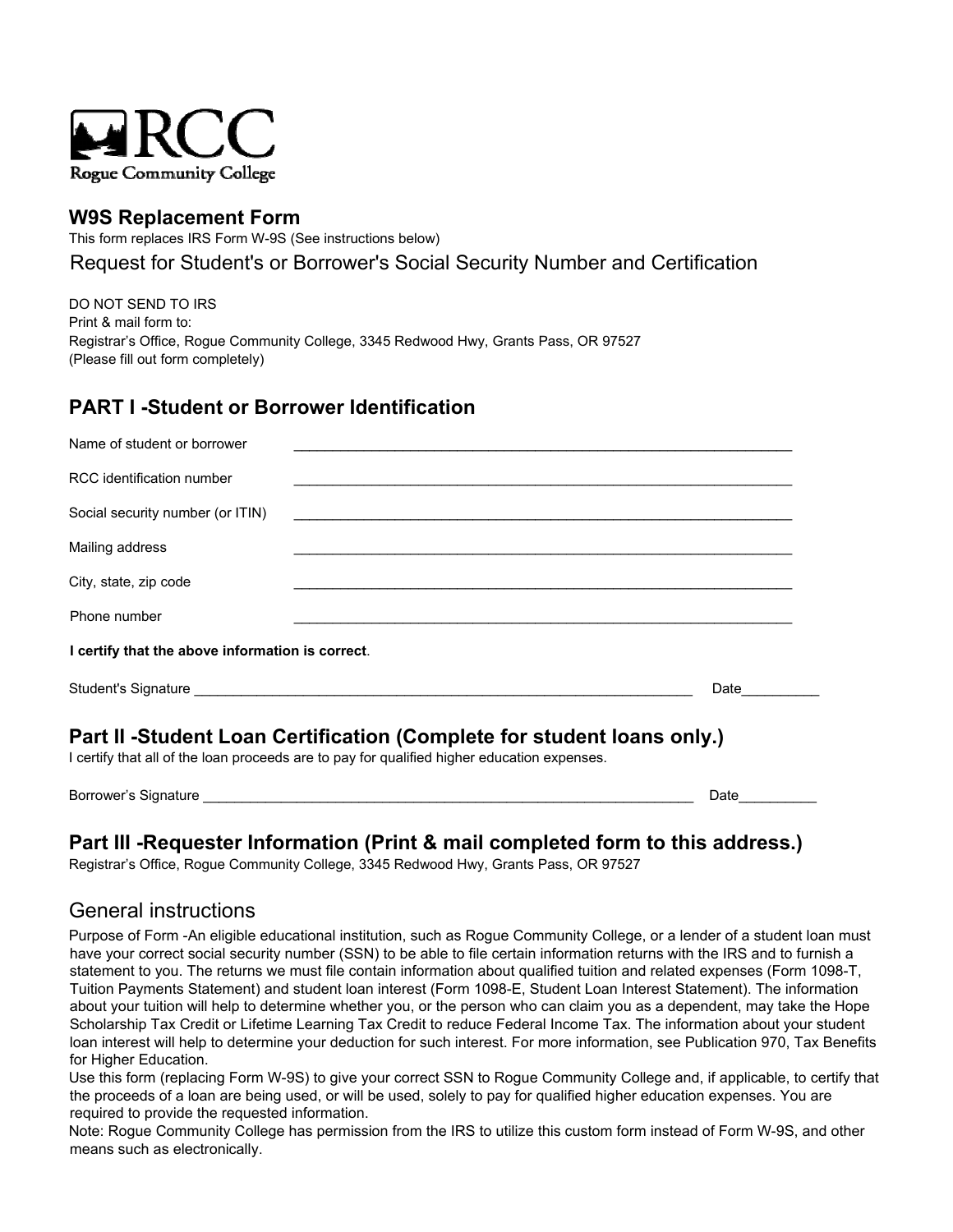RCC
Rogue Community College

## W9S Replacement Form

This form replaces IRS Form W-9S (See instructions below)

Request for Student's or Borrower's Social Security Number and Certification

DO NOT SEND TO IRS
Print & mail form to:
Registrar's Office, Rogue Community College, 3345 Redwood Hwy, Grants Pass, OR 97527
(Please fill out form completely)

## PART I -Student or Borrower Identification

Name of student or borrower ________________________________________________________________

RCC identification number ________________________________________________________________

Social security number (or ITIN) ________________________________________________________________

Mailing address ________________________________________________________________

City, state, zip code ________________________________________________________________

Phone number ________________________________________________________________

**I certify that the above information is correct**.

Student's Signature ________________________________________________________________ Date__________

## Part II -Student Loan Certification (Complete for student loans only.)

I certify that all of the loan proceeds are to pay for qualified higher education expenses.

Borrower's Signature ________________________________________________________________ Date__________

## Part III -Requester Information (Print & mail completed form to this address.)

Registrar's Office, Rogue Community College, 3345 Redwood Hwy, Grants Pass, OR 97527

## General instructions

Purpose of Form -An eligible educational institution, such as Rogue Community College, or a lender of a student loan must have your correct social security number (SSN) to be able to file certain information returns with the IRS and to furnish a statement to you. The returns we must file contain information about qualified tuition and related expenses (Form 1098-T, Tuition Payments Statement) and student loan interest (Form 1098-E, Student Loan Interest Statement). The information about your tuition will help to determine whether you, or the person who can claim you as a dependent, may take the Hope Scholarship Tax Credit or Lifetime Learning Tax Credit to reduce Federal Income Tax. The information about your student loan interest will help to determine your deduction for such interest. For more information, see Publication 970, Tax Benefits for Higher Education.

Use this form (replacing Form W-9S) to give your correct SSN to Rogue Community College and, if applicable, to certify that the proceeds of a loan are being used, or will be used, solely to pay for qualified higher education expenses. You are required to provide the requested information.

Note: Rogue Community College has permission from the IRS to utilize this custom form instead of Form W-9S, and other means such as electronically.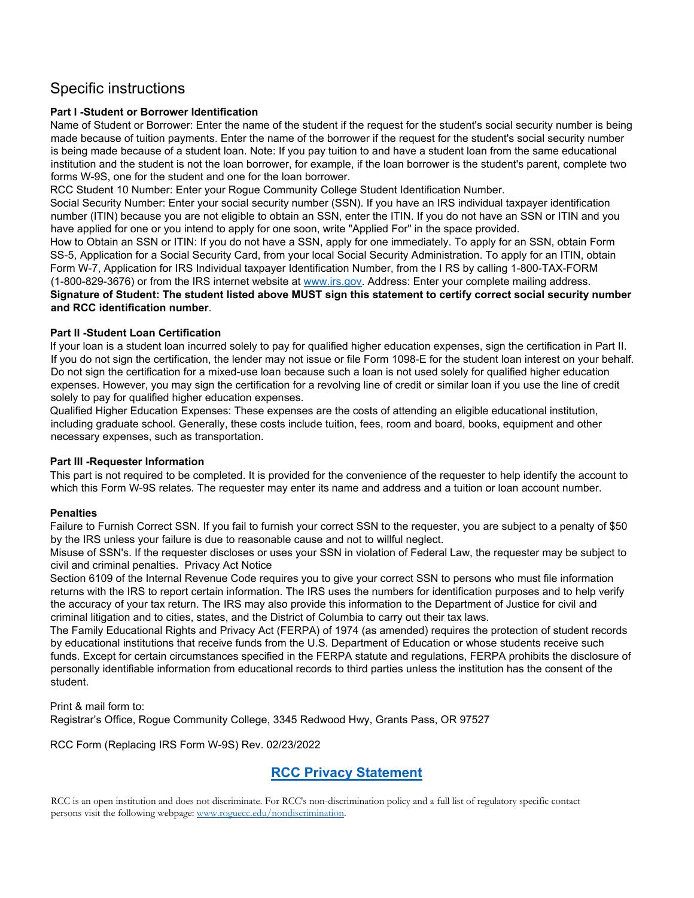# Specific instructions

**Part I -Student or Borrower Identification**

Name of Student or Borrower: Enter the name of the student if the request for the student's social security number is being made because of tuition payments. Enter the name of the borrower if the request for the student's social security number is being made because of a student loan. Note: If you pay tuition to and have a student loan from the same educational institution and the student is not the loan borrower, for example, if the loan borrower is the student's parent, complete two forms W-9S, one for the student and one for the loan borrower.

RCC Student 10 Number: Enter your Rogue Community College Student Identification Number.

Social Security Number: Enter your social security number (SSN). If you have an IRS individual taxpayer identification number (ITIN) because you are not eligible to obtain an SSN, enter the ITIN. If you do not have an SSN or ITIN and you have applied for one or you intend to apply for one soon, write "Applied For" in the space provided.

How to Obtain an SSN or ITIN: If you do not have a SSN, apply for one immediately. To apply for an SSN, obtain Form SS-5, Application for a Social Security Card, from your local Social Security Administration. To apply for an ITIN, obtain Form W-7, Application for IRS Individual taxpayer Identification Number, from the I RS by calling 1-800-TAX-FORM (1-800-829-3676) or from the IRS internet website at [www.irs.gov](http://www.irs.gov). Address: Enter your complete mailing address.

**Signature of Student: The student listed above MUST sign this statement to certify correct social security number and RCC identification number**.

**Part II -Student Loan Certification**

If your loan is a student loan incurred solely to pay for qualified higher education expenses, sign the certification in Part II. If you do not sign the certification, the lender may not issue or file Form 1098-E for the student loan interest on your behalf. Do not sign the certification for a mixed-use loan because such a loan is not used solely for qualified higher education expenses. However, you may sign the certification for a revolving line of credit or similar loan if you use the line of credit solely to pay for qualified higher education expenses.

Qualified Higher Education Expenses: These expenses are the costs of attending an eligible educational institution, including graduate school. Generally, these costs include tuition, fees, room and board, books, equipment and other necessary expenses, such as transportation.

**Part III -Requester Information**

This part is not required to be completed. It is provided for the convenience of the requester to help identify the account to which this Form W-9S relates. The requester may enter its name and address and a tuition or loan account number.

**Penalties**

Failure to Furnish Correct SSN. If you fail to furnish your correct SSN to the requester, you are subject to a penalty of $50 by the IRS unless your failure is due to reasonable cause and not to willful neglect.

Misuse of SSN's. If the requester discloses or uses your SSN in violation of Federal Law, the requester may be subject to civil and criminal penalties. Privacy Act Notice

Section 6109 of the Internal Revenue Code requires you to give your correct SSN to persons who must file information returns with the IRS to report certain information. The IRS uses the numbers for identification purposes and to help verify the accuracy of your tax return. The IRS may also provide this information to the Department of Justice for civil and criminal litigation and to cities, states, and the District of Columbia to carry out their tax laws.

The Family Educational Rights and Privacy Act (FERPA) of 1974 (as amended) requires the protection of student records by educational institutions that receive funds from the U.S. Department of Education or whose students receive such funds. Except for certain circumstances specified in the FERPA statute and regulations, FERPA prohibits the disclosure of personally identifiable information from educational records to third parties unless the institution has the consent of the student.

Print & mail form to:
Registrar's Office, Rogue Community College, 3345 Redwood Hwy, Grants Pass, OR 97527

RCC Form (Replacing IRS Form W-9S) Rev. 02/23/2022

**RCC Privacy Statement**

RCC is an open institution and does not discriminate. For RCC's non-discrimination policy and a full list of regulatory specific contact persons visit the following webpage: [www.roguecc.edu/nondiscrimination](http://www.roguecc.edu/nondiscrimination).